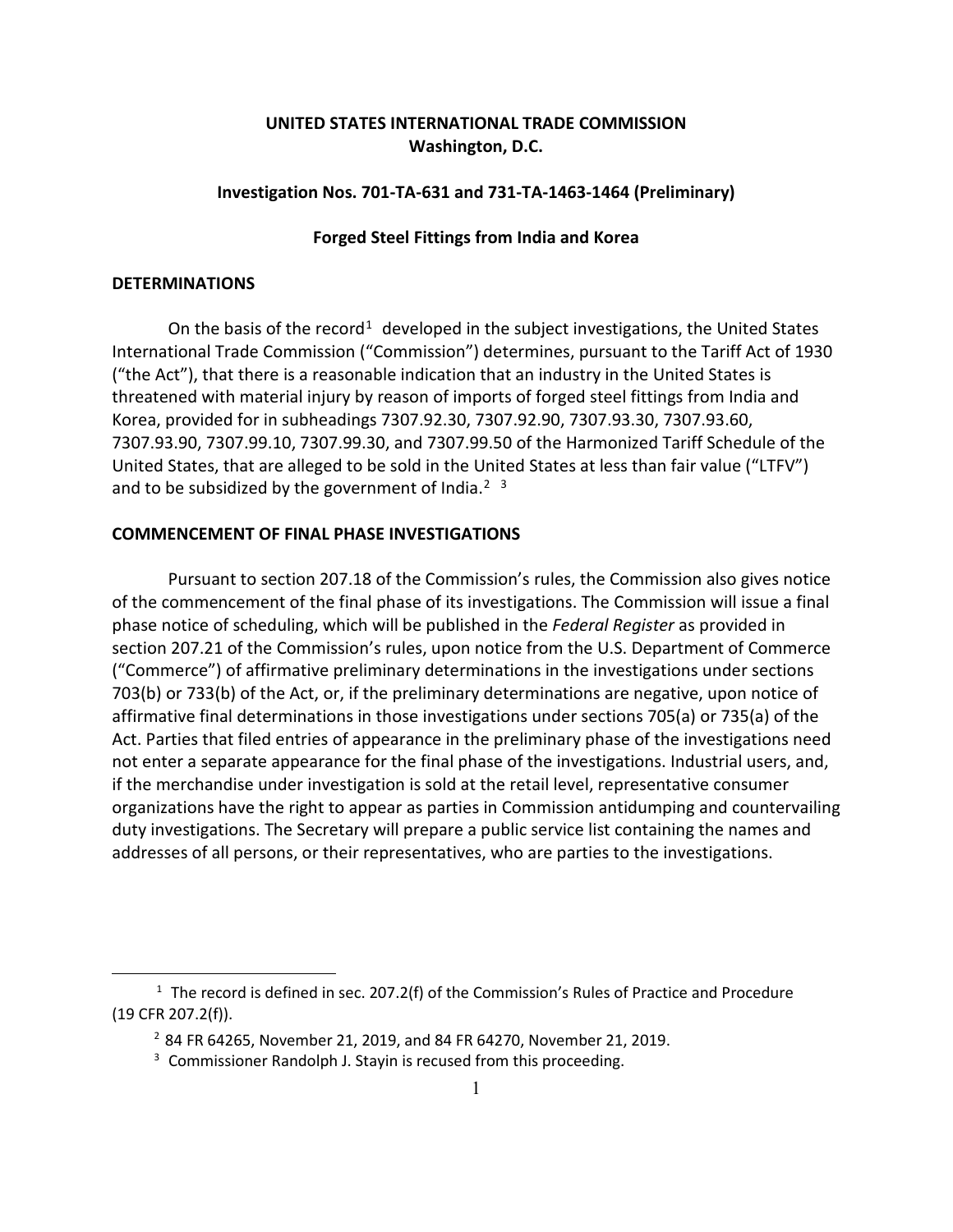**UNITED STATES INTERNATIONAL TRADE COMMISSION**
**Washington, D.C.**

**Investigation Nos. 701-TA-631 and 731-TA-1463-1464 (Preliminary)**

**Forged Steel Fittings from India and Korea**

## DETERMINATIONS

On the basis of the record[1] developed in the subject investigations, the United States International Trade Commission ("Commission") determines, pursuant to the Tariff Act of 1930 ("the Act"), that there is a reasonable indication that an industry in the United States is threatened with material injury by reason of imports of forged steel fittings from India and Korea, provided for in subheadings 7307.92.30, 7307.92.90, 7307.93.30, 7307.93.60, 7307.93.90, 7307.99.10, 7307.99.30, and 7307.99.50 of the Harmonized Tariff Schedule of the United States, that are alleged to be sold in the United States at less than fair value ("LTFV") and to be subsidized by the government of India.[2] [3]

## COMMENCEMENT OF FINAL PHASE INVESTIGATIONS

Pursuant to section 207.18 of the Commission's rules, the Commission also gives notice of the commencement of the final phase of its investigations. The Commission will issue a final phase notice of scheduling, which will be published in the *Federal Register* as provided in section 207.21 of the Commission's rules, upon notice from the U.S. Department of Commerce ("Commerce") of affirmative preliminary determinations in the investigations under sections 703(b) or 733(b) of the Act, or, if the preliminary determinations are negative, upon notice of affirmative final determinations in those investigations under sections 705(a) or 735(a) of the Act. Parties that filed entries of appearance in the preliminary phase of the investigations need not enter a separate appearance for the final phase of the investigations. Industrial users, and, if the merchandise under investigation is sold at the retail level, representative consumer organizations have the right to appear as parties in Commission antidumping and countervailing duty investigations. The Secretary will prepare a public service list containing the names and addresses of all persons, or their representatives, who are parties to the investigations.

---

[1] The record is defined in sec. 207.2(f) of the Commission's Rules of Practice and Procedure (19 CFR 207.2(f)).

[2] 84 FR 64265, November 21, 2019, and 84 FR 64270, November 21, 2019.

[3] Commissioner Randolph J. Stayin is recused from this proceeding.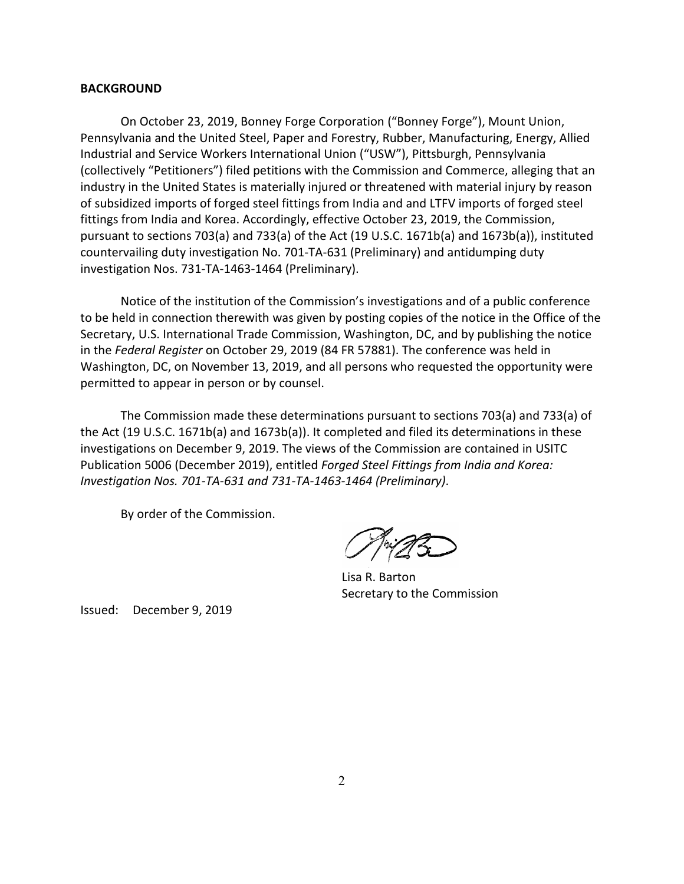**BACKGROUND**

On October 23, 2019, Bonney Forge Corporation ("Bonney Forge"), Mount Union, Pennsylvania and the United Steel, Paper and Forestry, Rubber, Manufacturing, Energy, Allied Industrial and Service Workers International Union ("USW"), Pittsburgh, Pennsylvania (collectively "Petitioners") filed petitions with the Commission and Commerce, alleging that an industry in the United States is materially injured or threatened with material injury by reason of subsidized imports of forged steel fittings from India and and LTFV imports of forged steel fittings from India and Korea. Accordingly, effective October 23, 2019, the Commission, pursuant to sections 703(a) and 733(a) of the Act (19 U.S.C. 1671b(a) and 1673b(a)), instituted countervailing duty investigation No. 701-TA-631 (Preliminary) and antidumping duty investigation Nos. 731-TA-1463-1464 (Preliminary).

Notice of the institution of the Commission's investigations and of a public conference to be held in connection therewith was given by posting copies of the notice in the Office of the Secretary, U.S. International Trade Commission, Washington, DC, and by publishing the notice in the *Federal Register* on October 29, 2019 (84 FR 57881). The conference was held in Washington, DC, on November 13, 2019, and all persons who requested the opportunity were permitted to appear in person or by counsel.

The Commission made these determinations pursuant to sections 703(a) and 733(a) of the Act (19 U.S.C. 1671b(a) and 1673b(a)). It completed and filed its determinations in these investigations on December 9, 2019. The views of the Commission are contained in USITC Publication 5006 (December 2019), entitled *Forged Steel Fittings from India and Korea: Investigation Nos. 701-TA-631 and 731-TA-1463-1464 (Preliminary)*.

By order of the Commission.

Lisa R. Barton
Secretary to the Commission

Issued: December 9, 2019